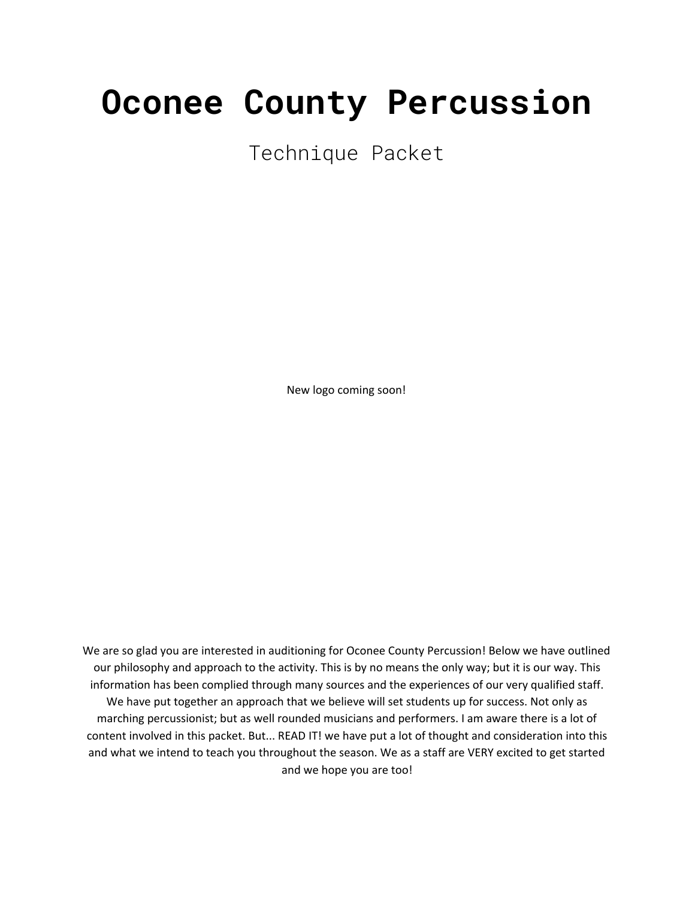# Oconee County Percussion

## Technique Packet

New logo coming soon!

We are so glad you are interested in auditioning for Oconee County Percussion! Below we have outlined our philosophy and approach to the activity. This is by no means the only way; but it is our way. This information has been complied through many sources and the experiences of our very qualified staff. We have put together an approach that we believe will set students up for success. Not only as marching percussionist; but as well rounded musicians and performers. I am aware there is a lot of content involved in this packet. But... READ IT! we have put a lot of thought and consideration into this and what we intend to teach you throughout the season. We as a staff are VERY excited to get started and we hope you are too!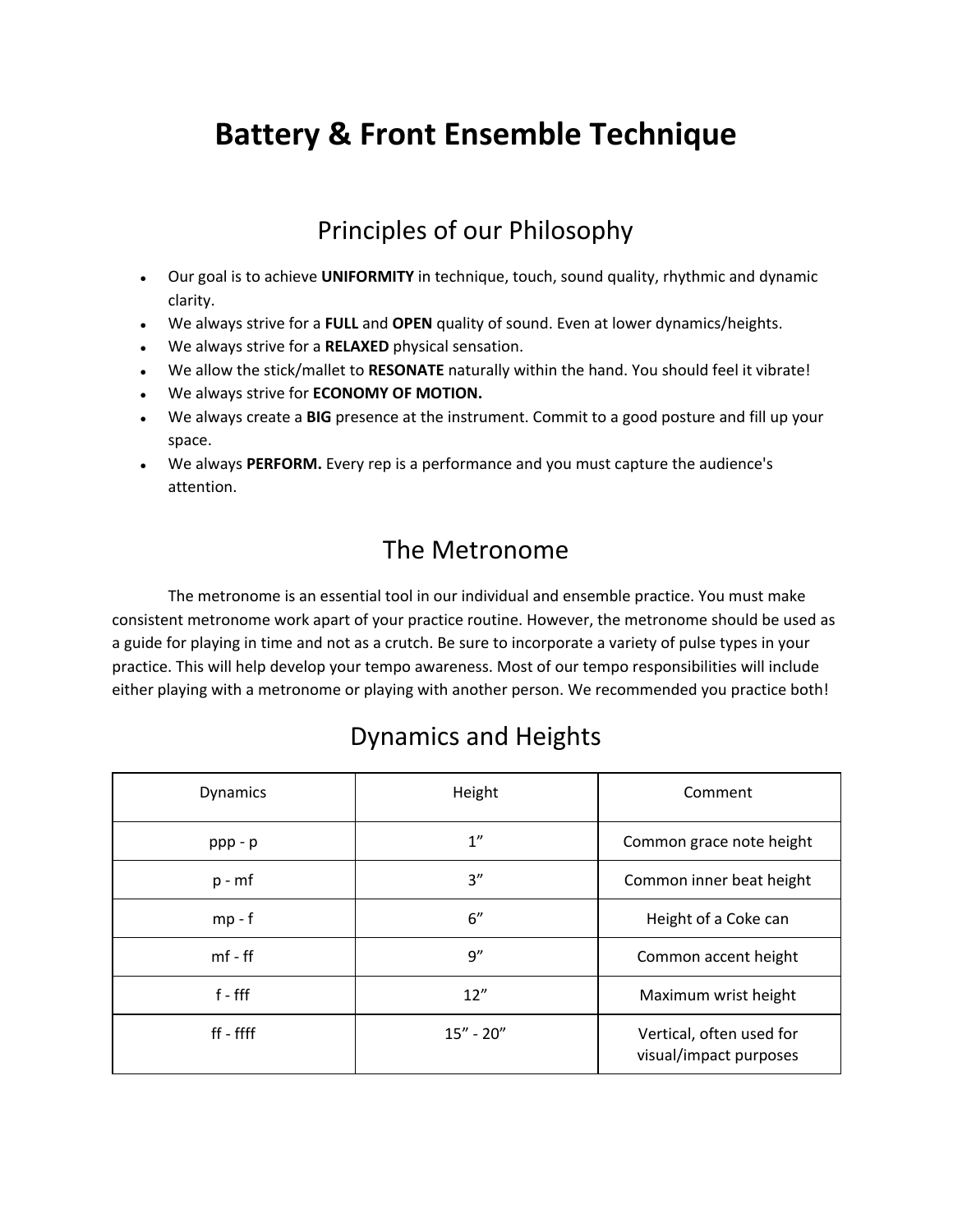# Battery & Front Ensemble Technique

## Principles of our Philosophy

- Our goal is to achieve **UNIFORMITY** in technique, touch, sound quality, rhythmic and dynamic clarity.
- We always strive for a **FULL** and **OPEN** quality of sound. Even at lower dynamics/heights.
- We always strive for a **RELAXED** physical sensation.
- We allow the stick/mallet to **RESONATE** naturally within the hand. You should feel it vibrate!
- We always strive for **ECONOMY OF MOTION.**
- We always create a **BIG** presence at the instrument. Commit to a good posture and fill up your space.
- We always **PERFORM.** Every rep is a performance and you must capture the audience's attention.

## The Metronome

The metronome is an essential tool in our individual and ensemble practice. You must make consistent metronome work apart of your practice routine. However, the metronome should be used as a guide for playing in time and not as a crutch. Be sure to incorporate a variety of pulse types in your practice. This will help develop your tempo awareness. Most of our tempo responsibilities will include either playing with a metronome or playing with another person. We recommended you practice both!

## Dynamics and Heights

| Dynamics | Height | Comment |
| --- | --- | --- |
| ppp - p | 1” | Common grace note height |
| p - mf | 3” | Common inner beat height |
| mp - f | 6” | Height of a Coke can |
| mf - ff | 9” | Common accent height |
| f - fff | 12” | Maximum wrist height |
| ff - ffff | 15” - 20” | Vertical, often used for visual/impact purposes |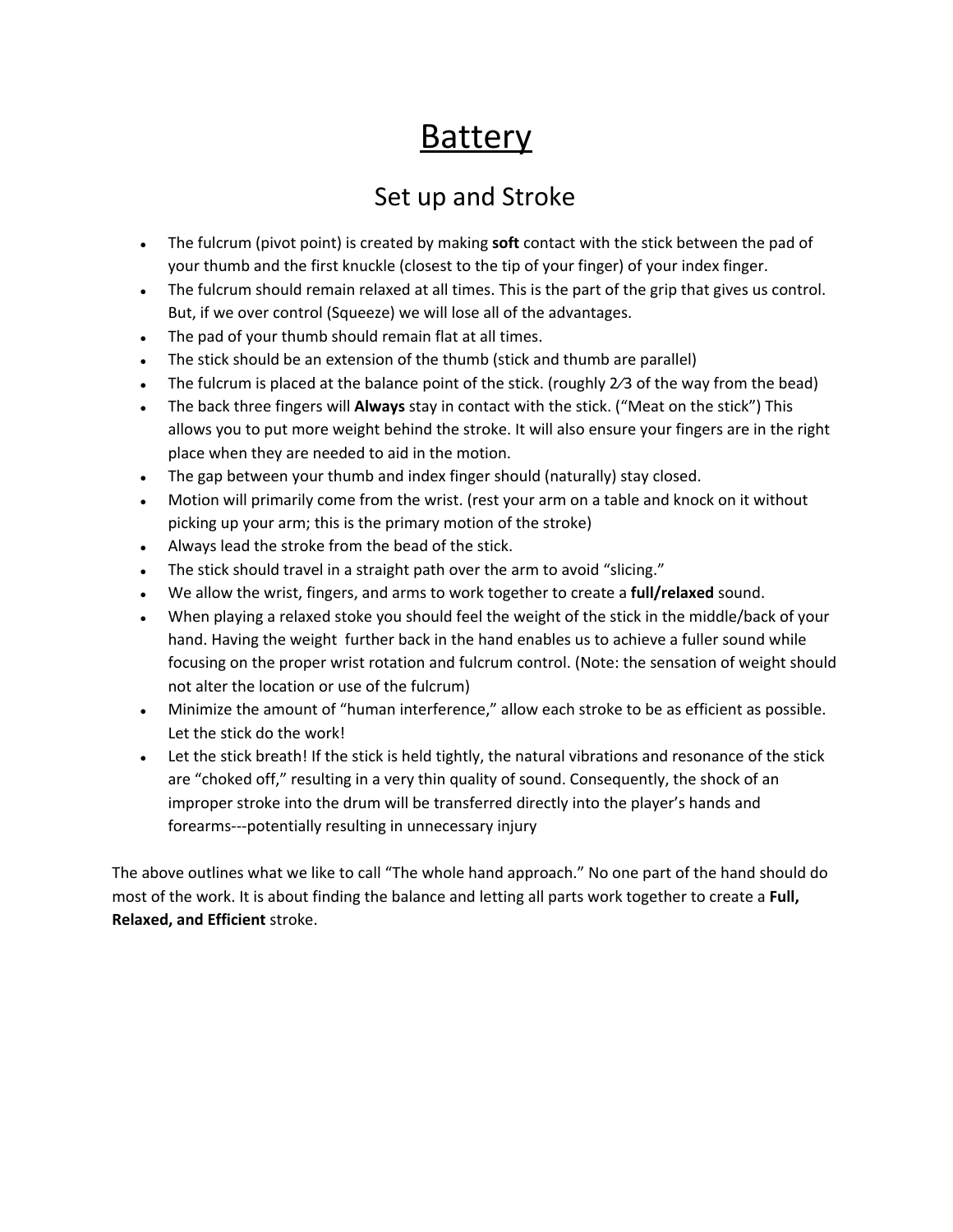# Battery

## Set up and Stroke

- The fulcrum (pivot point) is created by making **soft** contact with the stick between the pad of your thumb and the first knuckle (closest to the tip of your finger) of your index finger.
- The fulcrum should remain relaxed at all times. This is the part of the grip that gives us control. But, if we over control (Squeeze) we will lose all of the advantages.
- The pad of your thumb should remain flat at all times.
- The stick should be an extension of the thumb (stick and thumb are parallel)
- The fulcrum is placed at the balance point of the stick. (roughly 2⁄3 of the way from the bead)
- The back three fingers will **Always** stay in contact with the stick. ("Meat on the stick") This allows you to put more weight behind the stroke. It will also ensure your fingers are in the right place when they are needed to aid in the motion.
- The gap between your thumb and index finger should (naturally) stay closed.
- Motion will primarily come from the wrist. (rest your arm on a table and knock on it without picking up your arm; this is the primary motion of the stroke)
- Always lead the stroke from the bead of the stick.
- The stick should travel in a straight path over the arm to avoid "slicing."
- We allow the wrist, fingers, and arms to work together to create a **full/relaxed** sound.
- When playing a relaxed stoke you should feel the weight of the stick in the middle/back of your hand. Having the weight further back in the hand enables us to achieve a fuller sound while focusing on the proper wrist rotation and fulcrum control. (Note: the sensation of weight should not alter the location or use of the fulcrum)
- Minimize the amount of "human interference," allow each stroke to be as efficient as possible. Let the stick do the work!
- Let the stick breath! If the stick is held tightly, the natural vibrations and resonance of the stick are "choked off," resulting in a very thin quality of sound. Consequently, the shock of an improper stroke into the drum will be transferred directly into the player's hands and forearms---potentially resulting in unnecessary injury

The above outlines what we like to call "The whole hand approach." No one part of the hand should do most of the work. It is about finding the balance and letting all parts work together to create a **Full, Relaxed, and Efficient** stroke.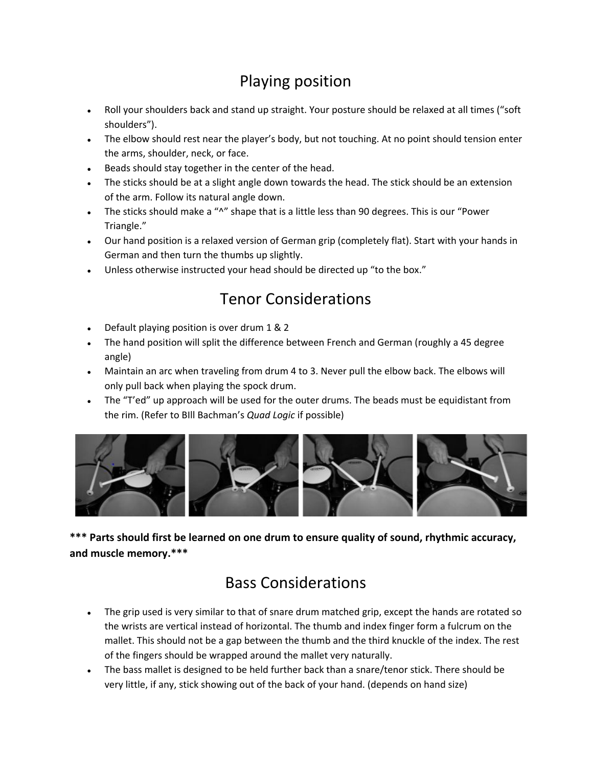# Playing position

- Roll your shoulders back and stand up straight. Your posture should be relaxed at all times ("soft shoulders").
- The elbow should rest near the player's body, but not touching. At no point should tension enter the arms, shoulder, neck, or face.
- Beads should stay together in the center of the head.
- The sticks should be at a slight angle down towards the head. The stick should be an extension of the arm. Follow its natural angle down.
- The sticks should make a "^" shape that is a little less than 90 degrees. This is our "Power Triangle."
- Our hand position is a relaxed version of German grip (completely flat). Start with your hands in German and then turn the thumbs up slightly.
- Unless otherwise instructed your head should be directed up "to the box."

# Tenor Considerations

- Default playing position is over drum 1 & 2
- The hand position will split the difference between French and German (roughly a 45 degree angle)
- Maintain an arc when traveling from drum 4 to 3. Never pull the elbow back. The elbows will only pull back when playing the spock drum.
- The "T'ed" up approach will be used for the outer drums. The beads must be equidistant from the rim. (Refer to BIll Bachman's *Quad Logic* if possible)

**\*\*\* Parts should first be learned on one drum to ensure quality of sound, rhythmic accuracy, and muscle memory.\*\*\***

# Bass Considerations

- The grip used is very similar to that of snare drum matched grip, except the hands are rotated so the wrists are vertical instead of horizontal. The thumb and index finger form a fulcrum on the mallet. This should not be a gap between the thumb and the third knuckle of the index. The rest of the fingers should be wrapped around the mallet very naturally.
- The bass mallet is designed to be held further back than a snare/tenor stick. There should be very little, if any, stick showing out of the back of your hand. (depends on hand size)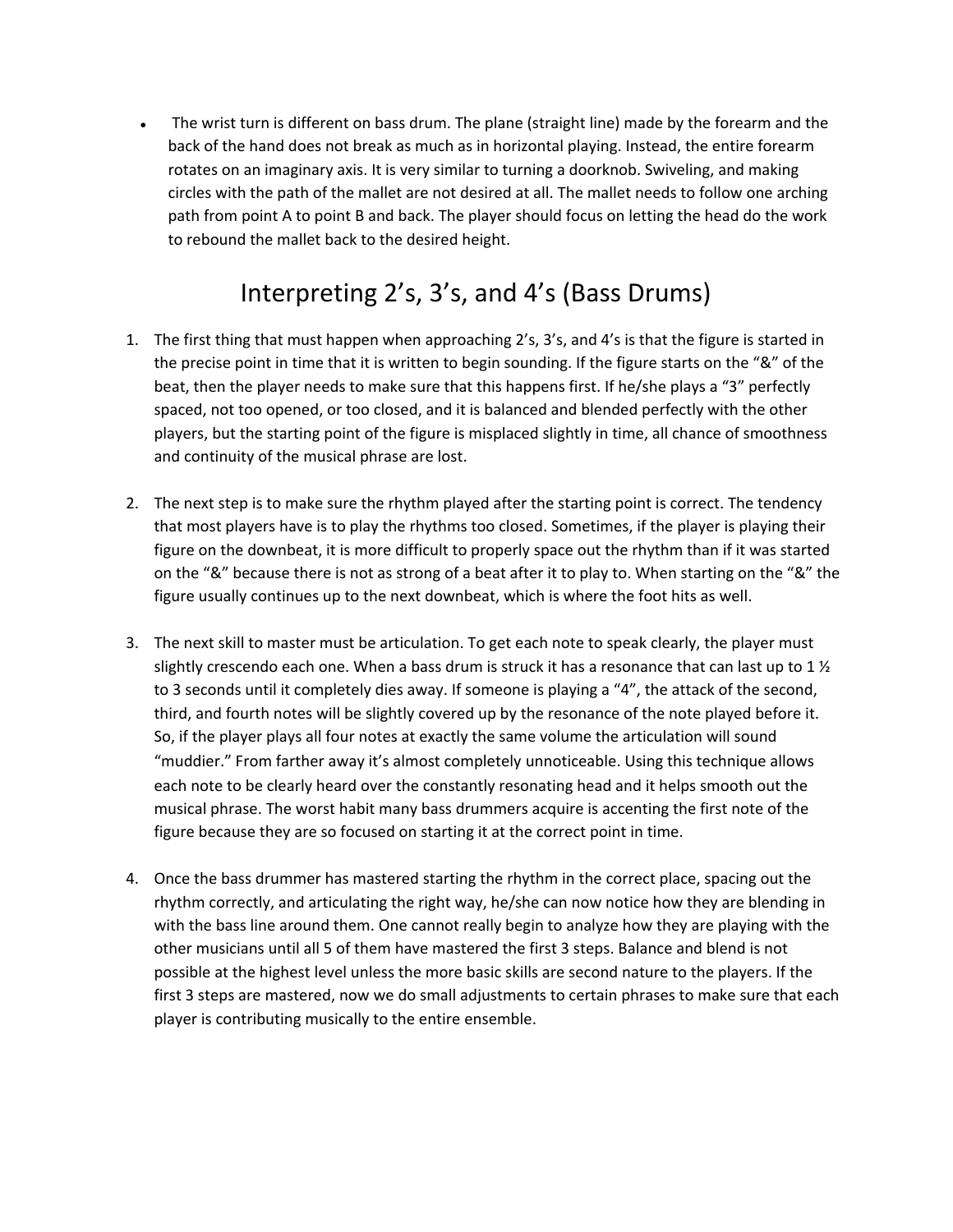- The wrist turn is different on bass drum. The plane (straight line) made by the forearm and the back of the hand does not break as much as in horizontal playing. Instead, the entire forearm rotates on an imaginary axis. It is very similar to turning a doorknob. Swiveling, and making circles with the path of the mallet are not desired at all. The mallet needs to follow one arching path from point A to point B and back. The player should focus on letting the head do the work to rebound the mallet back to the desired height.

## Interpreting 2's, 3's, and 4's (Bass Drums)

1. The first thing that must happen when approaching 2's, 3's, and 4's is that the figure is started in the precise point in time that it is written to begin sounding. If the figure starts on the "&" of the beat, then the player needs to make sure that this happens first. If he/she plays a "3" perfectly spaced, not too opened, or too closed, and it is balanced and blended perfectly with the other players, but the starting point of the figure is misplaced slightly in time, all chance of smoothness and continuity of the musical phrase are lost.

2. The next step is to make sure the rhythm played after the starting point is correct. The tendency that most players have is to play the rhythms too closed. Sometimes, if the player is playing their figure on the downbeat, it is more difficult to properly space out the rhythm than if it was started on the "&" because there is not as strong of a beat after it to play to. When starting on the "&" the figure usually continues up to the next downbeat, which is where the foot hits as well.

3. The next skill to master must be articulation. To get each note to speak clearly, the player must slightly crescendo each one. When a bass drum is struck it has a resonance that can last up to 1 ½ to 3 seconds until it completely dies away. If someone is playing a "4", the attack of the second, third, and fourth notes will be slightly covered up by the resonance of the note played before it. So, if the player plays all four notes at exactly the same volume the articulation will sound "muddier." From farther away it's almost completely unnoticeable. Using this technique allows each note to be clearly heard over the constantly resonating head and it helps smooth out the musical phrase. The worst habit many bass drummers acquire is accenting the first note of the figure because they are so focused on starting it at the correct point in time.

4. Once the bass drummer has mastered starting the rhythm in the correct place, spacing out the rhythm correctly, and articulating the right way, he/she can now notice how they are blending in with the bass line around them. One cannot really begin to analyze how they are playing with the other musicians until all 5 of them have mastered the first 3 steps. Balance and blend is not possible at the highest level unless the more basic skills are second nature to the players. If the first 3 steps are mastered, now we do small adjustments to certain phrases to make sure that each player is contributing musically to the entire ensemble.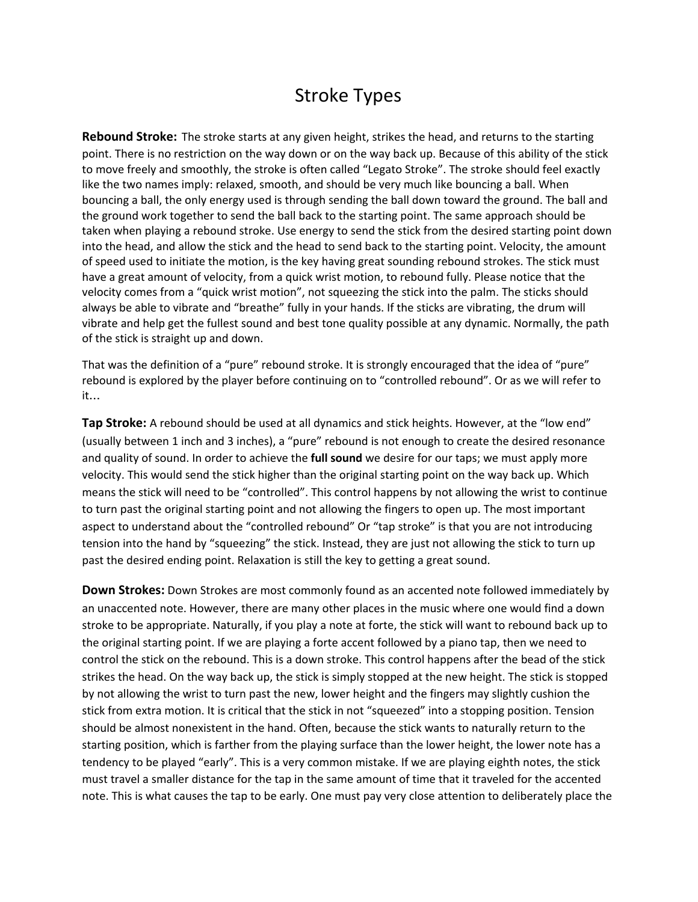# Stroke Types

**Rebound Stroke:** The stroke starts at any given height, strikes the head, and returns to the starting point. There is no restriction on the way down or on the way back up. Because of this ability of the stick to move freely and smoothly, the stroke is often called "Legato Stroke". The stroke should feel exactly like the two names imply: relaxed, smooth, and should be very much like bouncing a ball. When bouncing a ball, the only energy used is through sending the ball down toward the ground. The ball and the ground work together to send the ball back to the starting point. The same approach should be taken when playing a rebound stroke. Use energy to send the stick from the desired starting point down into the head, and allow the stick and the head to send back to the starting point. Velocity, the amount of speed used to initiate the motion, is the key having great sounding rebound strokes. The stick must have a great amount of velocity, from a quick wrist motion, to rebound fully. Please notice that the velocity comes from a "quick wrist motion", not squeezing the stick into the palm. The sticks should always be able to vibrate and "breathe" fully in your hands. If the sticks are vibrating, the drum will vibrate and help get the fullest sound and best tone quality possible at any dynamic. Normally, the path of the stick is straight up and down.

That was the definition of a "pure" rebound stroke. It is strongly encouraged that the idea of "pure" rebound is explored by the player before continuing on to "controlled rebound". Or as we will refer to it…

**Tap Stroke:** A rebound should be used at all dynamics and stick heights. However, at the "low end" (usually between 1 inch and 3 inches), a "pure" rebound is not enough to create the desired resonance and quality of sound. In order to achieve the **full sound** we desire for our taps; we must apply more velocity. This would send the stick higher than the original starting point on the way back up. Which means the stick will need to be "controlled". This control happens by not allowing the wrist to continue to turn past the original starting point and not allowing the fingers to open up. The most important aspect to understand about the "controlled rebound" Or "tap stroke" is that you are not introducing tension into the hand by "squeezing" the stick. Instead, they are just not allowing the stick to turn up past the desired ending point. Relaxation is still the key to getting a great sound.

**Down Strokes:** Down Strokes are most commonly found as an accented note followed immediately by an unaccented note. However, there are many other places in the music where one would find a down stroke to be appropriate. Naturally, if you play a note at forte, the stick will want to rebound back up to the original starting point. If we are playing a forte accent followed by a piano tap, then we need to control the stick on the rebound. This is a down stroke. This control happens after the bead of the stick strikes the head. On the way back up, the stick is simply stopped at the new height. The stick is stopped by not allowing the wrist to turn past the new, lower height and the fingers may slightly cushion the stick from extra motion. It is critical that the stick in not "squeezed" into a stopping position. Tension should be almost nonexistent in the hand. Often, because the stick wants to naturally return to the starting position, which is farther from the playing surface than the lower height, the lower note has a tendency to be played "early". This is a very common mistake. If we are playing eighth notes, the stick must travel a smaller distance for the tap in the same amount of time that it traveled for the accented note. This is what causes the tap to be early. One must pay very close attention to deliberately place the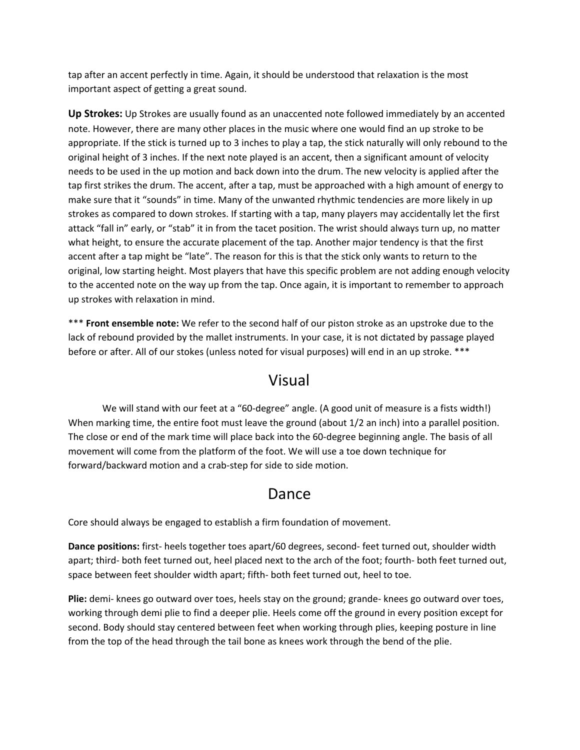tap after an accent perfectly in time. Again, it should be understood that relaxation is the most important aspect of getting a great sound.

**Up Strokes:** Up Strokes are usually found as an unaccented note followed immediately by an accented note. However, there are many other places in the music where one would find an up stroke to be appropriate. If the stick is turned up to 3 inches to play a tap, the stick naturally will only rebound to the original height of 3 inches. If the next note played is an accent, then a significant amount of velocity needs to be used in the up motion and back down into the drum. The new velocity is applied after the tap first strikes the drum. The accent, after a tap, must be approached with a high amount of energy to make sure that it "sounds" in time. Many of the unwanted rhythmic tendencies are more likely in up strokes as compared to down strokes. If starting with a tap, many players may accidentally let the first attack "fall in" early, or "stab" it in from the tacet position. The wrist should always turn up, no matter what height, to ensure the accurate placement of the tap. Another major tendency is that the first accent after a tap might be "late". The reason for this is that the stick only wants to return to the original, low starting height. Most players that have this specific problem are not adding enough velocity to the accented note on the way up from the tap. Once again, it is important to remember to approach up strokes with relaxation in mind.

*** **Front ensemble note:** We refer to the second half of our piston stroke as an upstroke due to the lack of rebound provided by the mallet instruments. In your case, it is not dictated by passage played before or after. All of our stokes (unless noted for visual purposes) will end in an up stroke. ***

# Visual

We will stand with our feet at a "60-degree" angle. (A good unit of measure is a fists width!) When marking time, the entire foot must leave the ground (about 1/2 an inch) into a parallel position. The close or end of the mark time will place back into the 60-degree beginning angle. The basis of all movement will come from the platform of the foot. We will use a toe down technique for forward/backward motion and a crab-step for side to side motion.

# Dance

Core should always be engaged to establish a firm foundation of movement.

**Dance positions:** first- heels together toes apart/60 degrees, second- feet turned out, shoulder width apart; third- both feet turned out, heel placed next to the arch of the foot; fourth- both feet turned out, space between feet shoulder width apart; fifth- both feet turned out, heel to toe.

**Plie:** demi- knees go outward over toes, heels stay on the ground; grande- knees go outward over toes, working through demi plie to find a deeper plie. Heels come off the ground in every position except for second. Body should stay centered between feet when working through plies, keeping posture in line from the top of the head through the tail bone as knees work through the bend of the plie.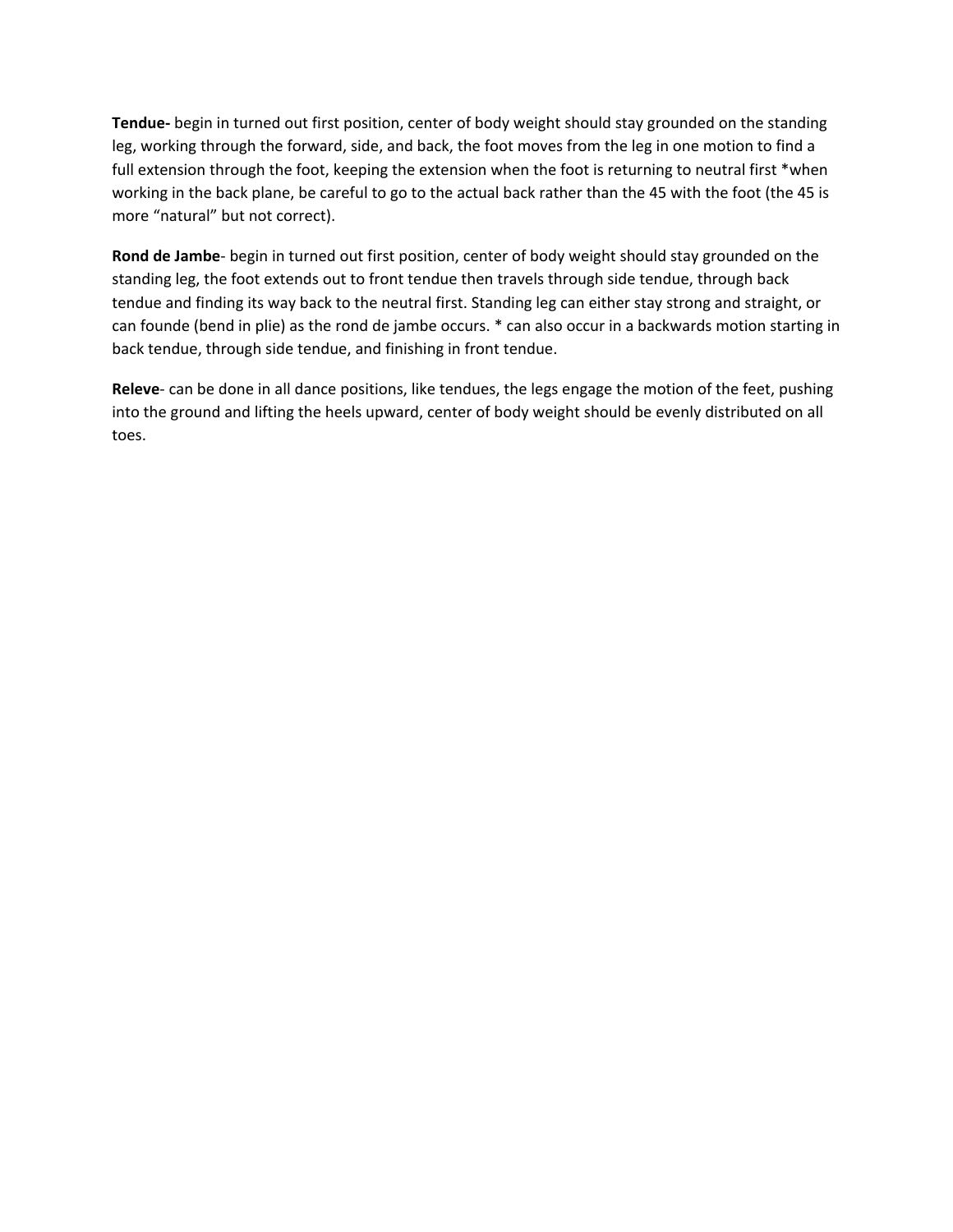**Tendue-** begin in turned out first position, center of body weight should stay grounded on the standing leg, working through the forward, side, and back, the foot moves from the leg in one motion to find a full extension through the foot, keeping the extension when the foot is returning to neutral first *when working in the back plane, be careful to go to the actual back rather than the 45 with the foot (the 45 is more “natural” but not correct).

**Rond de Jambe**- begin in turned out first position, center of body weight should stay grounded on the standing leg, the foot extends out to front tendue then travels through side tendue, through back tendue and finding its way back to the neutral first. Standing leg can either stay strong and straight, or can founde (bend in plie) as the rond de jambe occurs. * can also occur in a backwards motion starting in back tendue, through side tendue, and finishing in front tendue.

**Releve**- can be done in all dance positions, like tendues, the legs engage the motion of the feet, pushing into the ground and lifting the heels upward, center of body weight should be evenly distributed on all toes.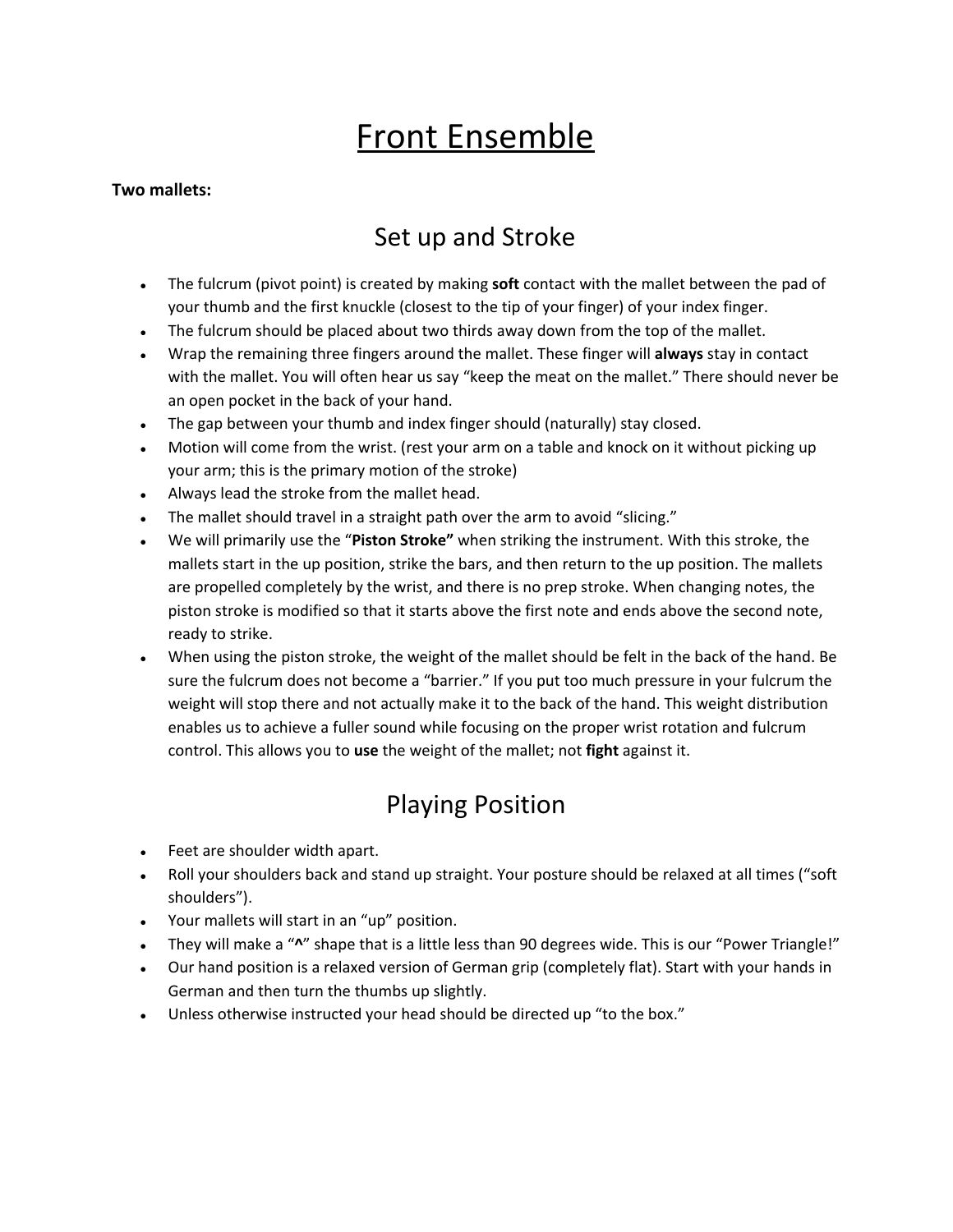# Front Ensemble

**Two mallets:**

## Set up and Stroke

- The fulcrum (pivot point) is created by making **soft** contact with the mallet between the pad of your thumb and the first knuckle (closest to the tip of your finger) of your index finger.
- The fulcrum should be placed about two thirds away down from the top of the mallet.
- Wrap the remaining three fingers around the mallet. These finger will **always** stay in contact with the mallet. You will often hear us say "keep the meat on the mallet." There should never be an open pocket in the back of your hand.
- The gap between your thumb and index finger should (naturally) stay closed.
- Motion will come from the wrist. (rest your arm on a table and knock on it without picking up your arm; this is the primary motion of the stroke)
- Always lead the stroke from the mallet head.
- The mallet should travel in a straight path over the arm to avoid "slicing."
- We will primarily use the "**Piston Stroke"** when striking the instrument. With this stroke, the mallets start in the up position, strike the bars, and then return to the up position. The mallets are propelled completely by the wrist, and there is no prep stroke. When changing notes, the piston stroke is modified so that it starts above the first note and ends above the second note, ready to strike.
- When using the piston stroke, the weight of the mallet should be felt in the back of the hand. Be sure the fulcrum does not become a "barrier." If you put too much pressure in your fulcrum the weight will stop there and not actually make it to the back of the hand. This weight distribution enables us to achieve a fuller sound while focusing on the proper wrist rotation and fulcrum control. This allows you to **use** the weight of the mallet; not **fight** against it.

## Playing Position

- Feet are shoulder width apart.
- Roll your shoulders back and stand up straight. Your posture should be relaxed at all times ("soft shoulders").
- Your mallets will start in an "up" position.
- They will make a "**^**" shape that is a little less than 90 degrees wide. This is our "Power Triangle!"
- Our hand position is a relaxed version of German grip (completely flat). Start with your hands in German and then turn the thumbs up slightly.
- Unless otherwise instructed your head should be directed up "to the box."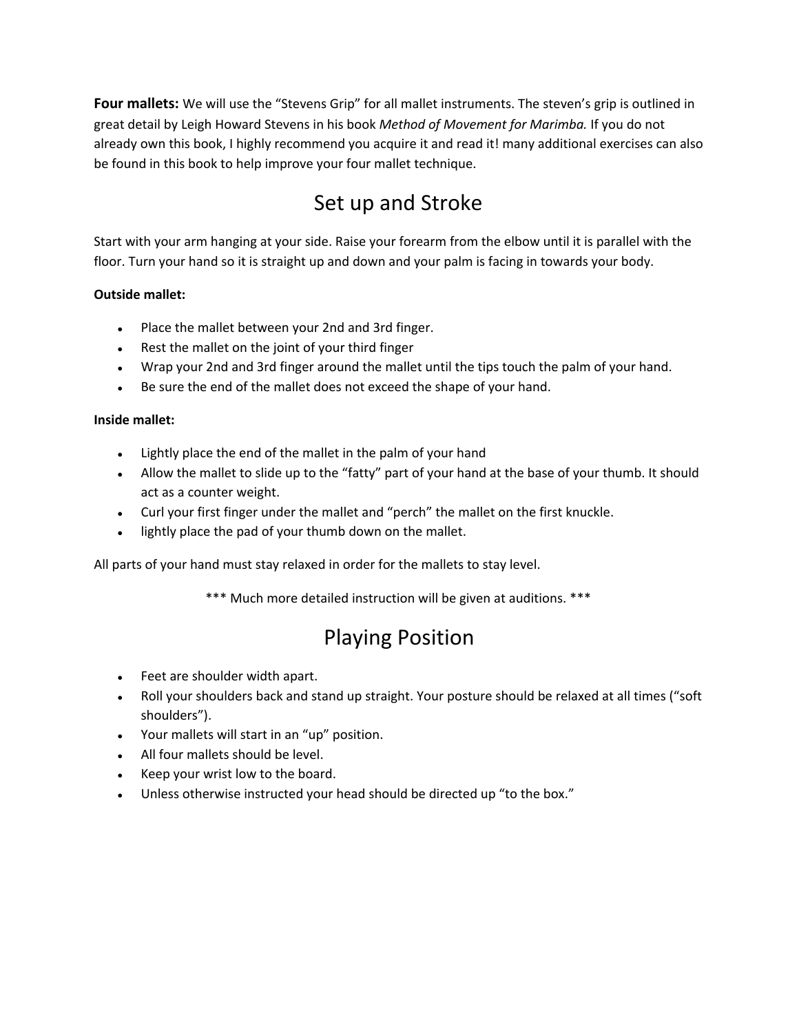**Four mallets:** We will use the "Stevens Grip" for all mallet instruments. The steven's grip is outlined in great detail by Leigh Howard Stevens in his book *Method of Movement for Marimba.* If you do not already own this book, I highly recommend you acquire it and read it! many additional exercises can also be found in this book to help improve your four mallet technique.

# Set up and Stroke

Start with your arm hanging at your side. Raise your forearm from the elbow until it is parallel with the floor. Turn your hand so it is straight up and down and your palm is facing in towards your body.

**Outside mallet:**

- Place the mallet between your 2nd and 3rd finger.
- Rest the mallet on the joint of your third finger
- Wrap your 2nd and 3rd finger around the mallet until the tips touch the palm of your hand.
- Be sure the end of the mallet does not exceed the shape of your hand.

**Inside mallet:**

- Lightly place the end of the mallet in the palm of your hand
- Allow the mallet to slide up to the "fatty" part of your hand at the base of your thumb. It should act as a counter weight.
- Curl your first finger under the mallet and "perch" the mallet on the first knuckle.
- lightly place the pad of your thumb down on the mallet.

All parts of your hand must stay relaxed in order for the mallets to stay level.

*** Much more detailed instruction will be given at auditions. ***

# Playing Position

- Feet are shoulder width apart.
- Roll your shoulders back and stand up straight. Your posture should be relaxed at all times ("soft shoulders").
- Your mallets will start in an "up" position.
- All four mallets should be level.
- Keep your wrist low to the board.
- Unless otherwise instructed your head should be directed up "to the box."